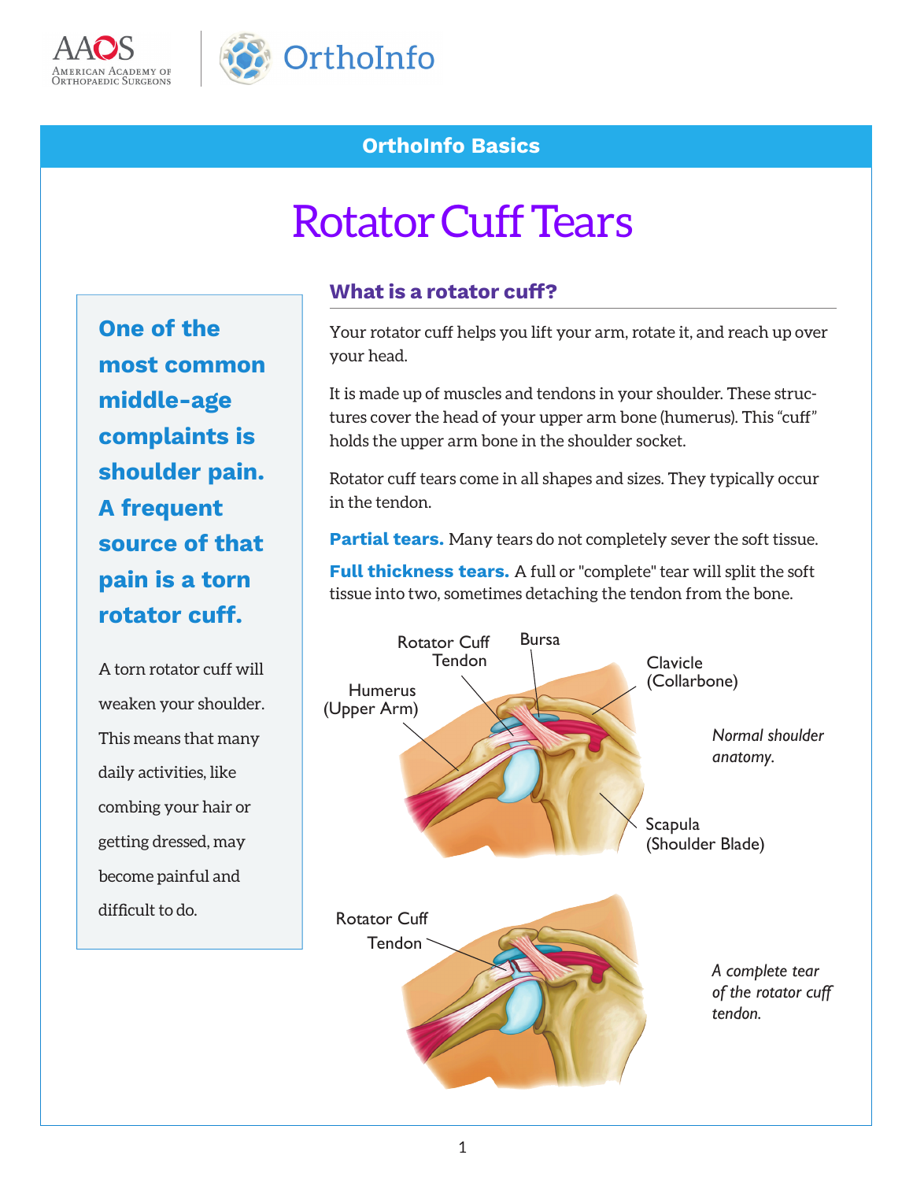OrthoInfo Basics

# Rotator Cuff Tears

**One of the most common middle-age complaints is shoulder pain. A frequent source of that pain is a torn rotator cuff.**

A torn rotator cuff will weaken your shoulder. This means that many daily activities, like combing your hair or getting dressed, may become painful and difficult to do.

## What is a rotator cuff?

Your rotator cuff helps you lift your arm, rotate it, and reach up over your head.

It is made up of muscles and tendons in your shoulder. These structures cover the head of your upper arm bone (humerus). This "cuff" holds the upper arm bone in the shoulder socket.

Rotator cuff tears come in all shapes and sizes. They typically occur in the tendon.

**Partial tears.** Many tears do not completely sever the soft tissue.

**Full thickness tears.** A full or "complete" tear will split the soft tissue into two, sometimes detaching the tendon from the bone.

Rotator Cuff Tendon
Bursa
Clavicle (Collarbone)
Humerus (Upper Arm)
Scapula (Shoulder Blade)

*Normal shoulder anatomy.*

Rotator Cuff Tendon

*A complete tear of the rotator cuff tendon.*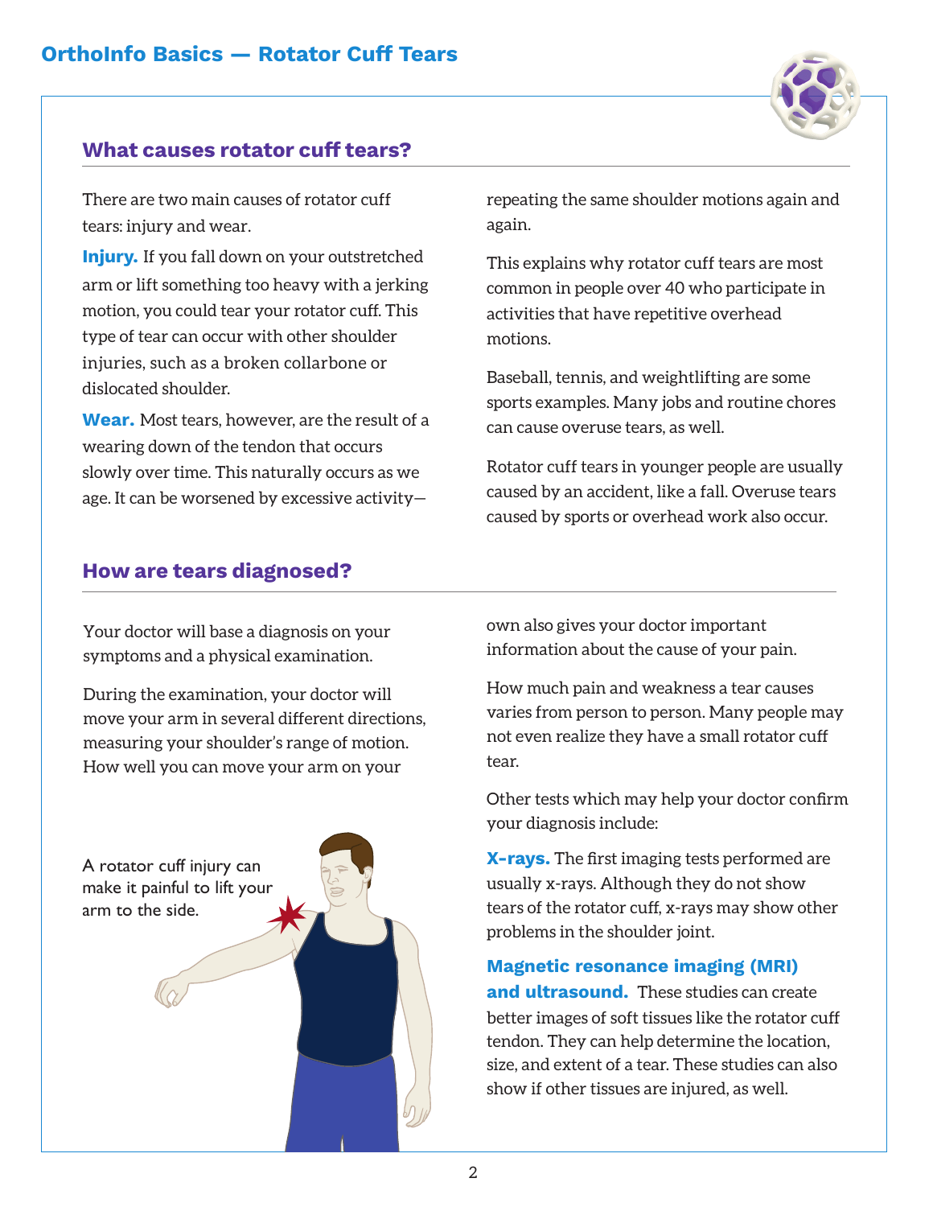## What causes rotator cuff tears?

There are two main causes of rotator cuff tears: injury and wear.

**Injury.** If you fall down on your outstretched arm or lift something too heavy with a jerking motion, you could tear your rotator cuff. This type of tear can occur with other shoulder injuries, such as a broken collarbone or dislocated shoulder.

**Wear.** Most tears, however, are the result of a wearing down of the tendon that occurs slowly over time. This naturally occurs as we age. It can be worsened by excessive activity—repeating the same shoulder motions again and again.

This explains why rotator cuff tears are most common in people over 40 who participate in activities that have repetitive overhead motions.

Baseball, tennis, and weightlifting are some sports examples. Many jobs and routine chores can cause overuse tears, as well.

Rotator cuff tears in younger people are usually caused by an accident, like a fall. Overuse tears caused by sports or overhead work also occur.

## How are tears diagnosed?

Your doctor will base a diagnosis on your symptoms and a physical examination.

During the examination, your doctor will move your arm in several different directions, measuring your shoulder's range of motion. How well you can move your arm on your own also gives your doctor important information about the cause of your pain.

A rotator cuff injury can make it painful to lift your arm to the side.

How much pain and weakness a tear causes varies from person to person. Many people may not even realize they have a small rotator cuff tear.

Other tests which may help your doctor confirm your diagnosis include:

**X-rays.** The first imaging tests performed are usually x-rays. Although they do not show tears of the rotator cuff, x-rays may show other problems in the shoulder joint.

**Magnetic resonance imaging (MRI) and ultrasound.** These studies can create better images of soft tissues like the rotator cuff tendon. They can help determine the location, size, and extent of a tear. These studies can also show if other tissues are injured, as well.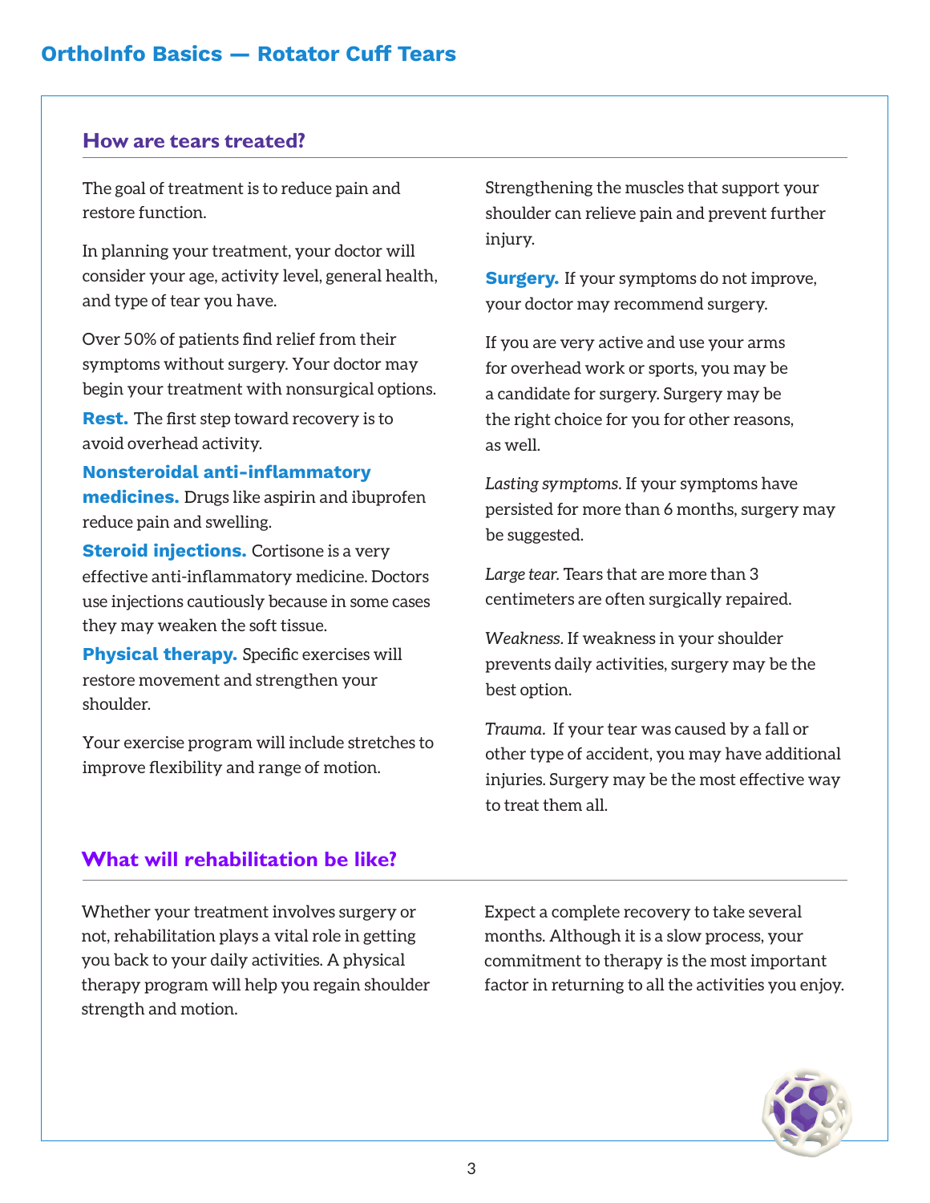## How are tears treated?

The goal of treatment is to reduce pain and restore function.

In planning your treatment, your doctor will consider your age, activity level, general health, and type of tear you have.

Over 50% of patients find relief from their symptoms without surgery. Your doctor may begin your treatment with nonsurgical options.

**Rest.** The first step toward recovery is to avoid overhead activity.

**Nonsteroidal anti-inflammatory medicines.** Drugs like aspirin and ibuprofen reduce pain and swelling.

**Steroid injections.** Cortisone is a very effective anti-inflammatory medicine. Doctors use injections cautiously because in some cases they may weaken the soft tissue.

**Physical therapy.** Specific exercises will restore movement and strengthen your shoulder.

Your exercise program will include stretches to improve flexibility and range of motion.

Strengthening the muscles that support your shoulder can relieve pain and prevent further injury.

**Surgery.** If your symptoms do not improve, your doctor may recommend surgery.

If you are very active and use your arms for overhead work or sports, you may be a candidate for surgery. Surgery may be the right choice for you for other reasons, as well.

*Lasting symptoms.* If your symptoms have persisted for more than 6 months, surgery may be suggested.

*Large tear.* Tears that are more than 3 centimeters are often surgically repaired.

*Weakness.* If weakness in your shoulder prevents daily activities, surgery may be the best option.

*Trauma.* If your tear was caused by a fall or other type of accident, you may have additional injuries. Surgery may be the most effective way to treat them all.

## What will rehabilitation be like?

Whether your treatment involves surgery or not, rehabilitation plays a vital role in getting you back to your daily activities. A physical therapy program will help you regain shoulder strength and motion.

Expect a complete recovery to take several months. Although it is a slow process, your commitment to therapy is the most important factor in returning to all the activities you enjoy.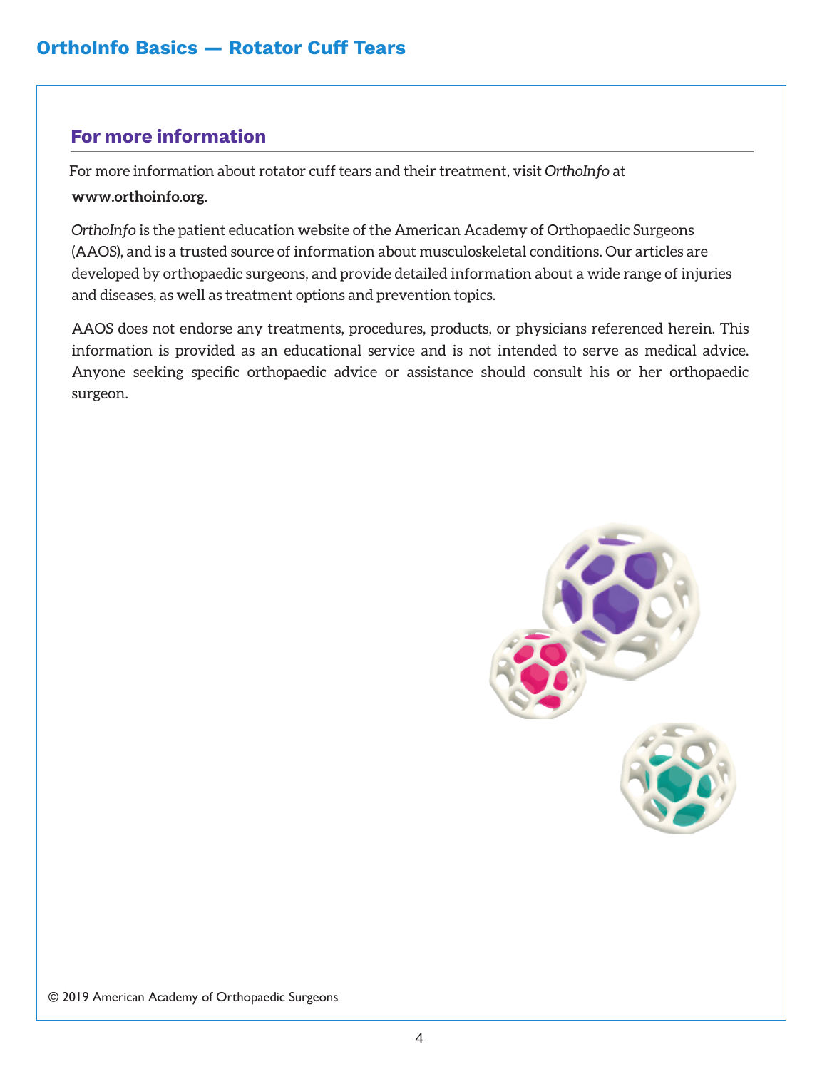## For more information

For more information about rotator cuff tears and their treatment, visit *OrthoInfo* at **www.orthoinfo.org.**

*OrthoInfo* is the patient education website of the American Academy of Orthopaedic Surgeons (AAOS), and is a trusted source of information about musculoskeletal conditions. Our articles are developed by orthopaedic surgeons, and provide detailed information about a wide range of injuries and diseases, as well as treatment options and prevention topics.

AAOS does not endorse any treatments, procedures, products, or physicians referenced herein. This information is provided as an educational service and is not intended to serve as medical advice. Anyone seeking specific orthopaedic advice or assistance should consult his or her orthopaedic surgeon.

© 2019 American Academy of Orthopaedic Surgeons